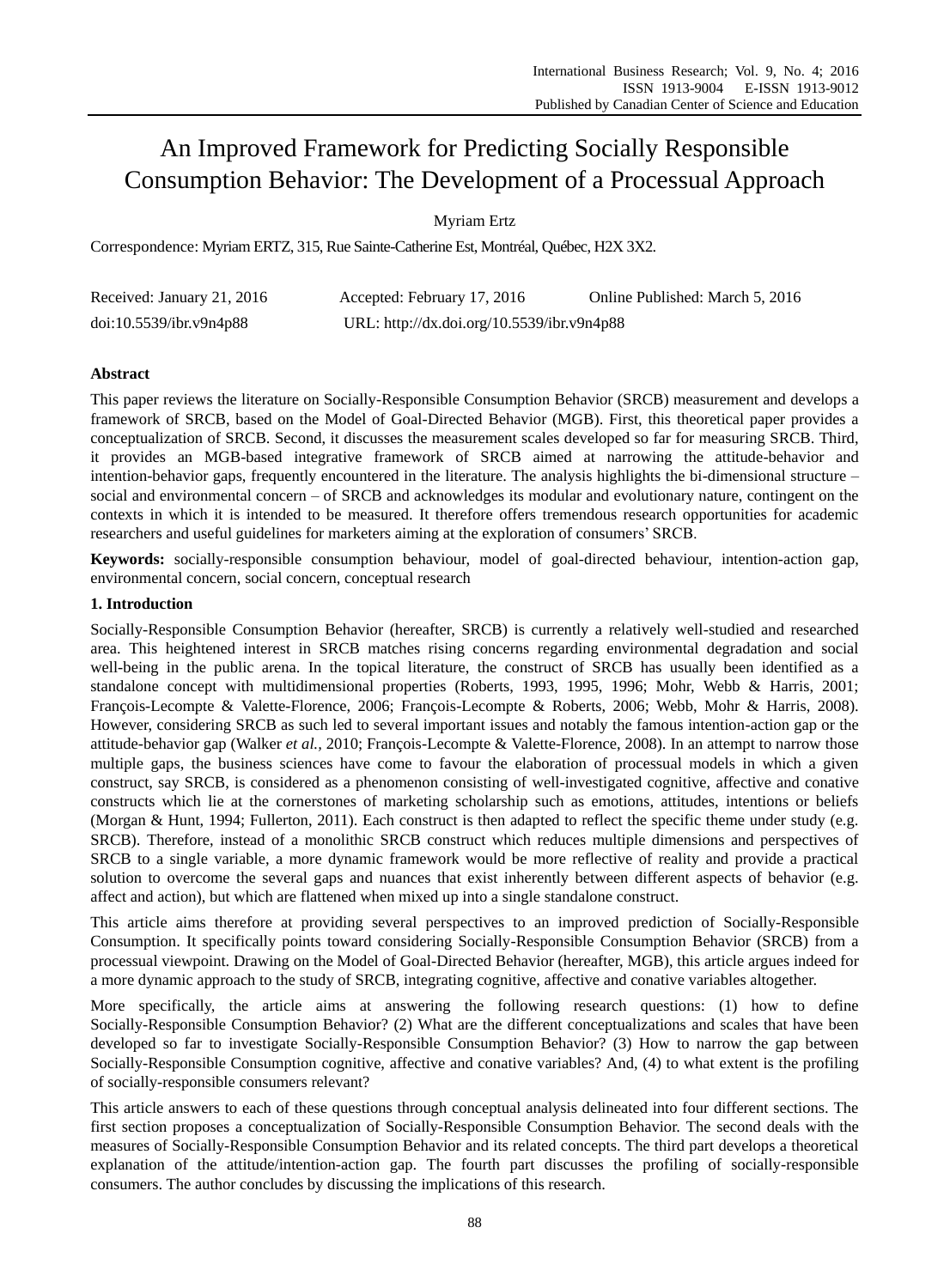# An Improved Framework for Predicting Socially Responsible Consumption Behavior: The Development of a Processual Approach

Myriam Ertz

Correspondence: Myriam ERTZ, 315, Rue Sainte-Catherine Est, Montréal, Québec, H2X 3X2.

Received: January 21, 2016 Accepted: February 17, 2016 Online Published: March 5, 2016

doi:10.5539/ibr.v9n4p88 URL: http://dx.doi.org/10.5539/ibr.v9n4p88

## Abstract

This paper reviews the literature on Socially-Responsible Consumption Behavior (SRCB) measurement and develops a framework of SRCB, based on the Model of Goal-Directed Behavior (MGB). First, this theoretical paper provides a conceptualization of SRCB. Second, it discusses the measurement scales developed so far for measuring SRCB. Third, it provides an MGB-based integrative framework of SRCB aimed at narrowing the attitude-behavior and intention-behavior gaps, frequently encountered in the literature. The analysis highlights the bi-dimensional structure – social and environmental concern – of SRCB and acknowledges its modular and evolutionary nature, contingent on the contexts in which it is intended to be measured. It therefore offers tremendous research opportunities for academic researchers and useful guidelines for marketers aiming at the exploration of consumers' SRCB.

**Keywords:** socially-responsible consumption behaviour, model of goal-directed behaviour, intention-action gap, environmental concern, social concern, conceptual research

## 1. Introduction

Socially-Responsible Consumption Behavior (hereafter, SRCB) is currently a relatively well-studied and researched area. This heightened interest in SRCB matches rising concerns regarding environmental degradation and social well-being in the public arena. In the topical literature, the construct of SRCB has usually been identified as a standalone concept with multidimensional properties (Roberts, 1993, 1995, 1996; Mohr, Webb & Harris, 2001; François-Lecompte & Valette-Florence, 2006; François-Lecompte & Roberts, 2006; Webb, Mohr & Harris, 2008). However, considering SRCB as such led to several important issues and notably the famous intention-action gap or the attitude-behavior gap (Walker *et al.*, 2010; François-Lecompte & Valette-Florence, 2008). In an attempt to narrow those multiple gaps, the business sciences have come to favour the elaboration of processual models in which a given construct, say SRCB, is considered as a phenomenon consisting of well-investigated cognitive, affective and conative constructs which lie at the cornerstones of marketing scholarship such as emotions, attitudes, intentions or beliefs (Morgan & Hunt, 1994; Fullerton, 2011). Each construct is then adapted to reflect the specific theme under study (e.g. SRCB). Therefore, instead of a monolithic SRCB construct which reduces multiple dimensions and perspectives of SRCB to a single variable, a more dynamic framework would be more reflective of reality and provide a practical solution to overcome the several gaps and nuances that exist inherently between different aspects of behavior (e.g. affect and action), but which are flattened when mixed up into a single standalone construct.

This article aims therefore at providing several perspectives to an improved prediction of Socially-Responsible Consumption. It specifically points toward considering Socially-Responsible Consumption Behavior (SRCB) from a processual viewpoint. Drawing on the Model of Goal-Directed Behavior (hereafter, MGB), this article argues indeed for a more dynamic approach to the study of SRCB, integrating cognitive, affective and conative variables altogether.

More specifically, the article aims at answering the following research questions: (1) how to define Socially-Responsible Consumption Behavior? (2) What are the different conceptualizations and scales that have been developed so far to investigate Socially-Responsible Consumption Behavior? (3) How to narrow the gap between Socially-Responsible Consumption cognitive, affective and conative variables? And, (4) to what extent is the profiling of socially-responsible consumers relevant?

This article answers to each of these questions through conceptual analysis delineated into four different sections. The first section proposes a conceptualization of Socially-Responsible Consumption Behavior. The second deals with the measures of Socially-Responsible Consumption Behavior and its related concepts. The third part develops a theoretical explanation of the attitude/intention-action gap. The fourth part discusses the profiling of socially-responsible consumers. The author concludes by discussing the implications of this research.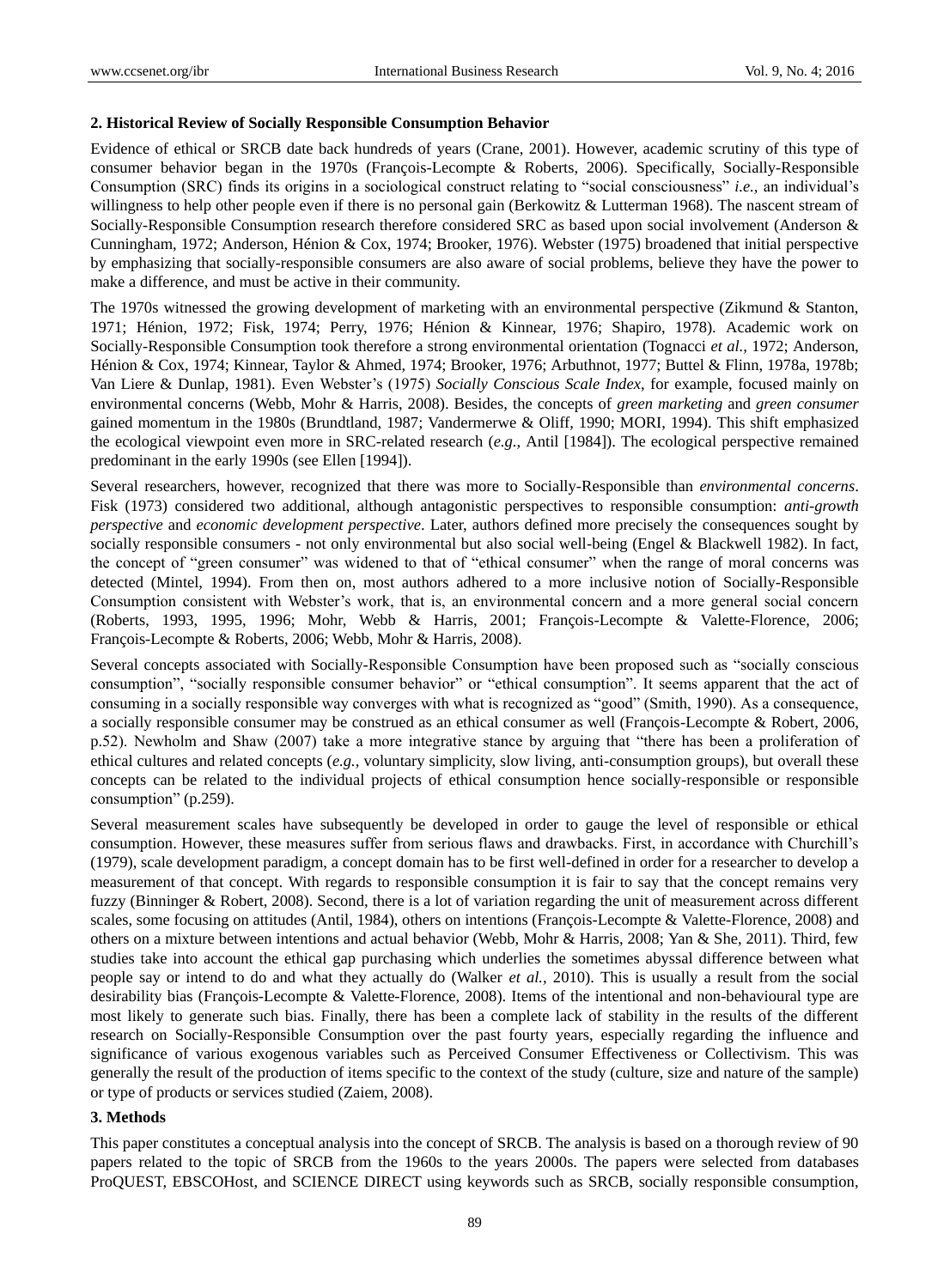### 2. Historical Review of Socially Responsible Consumption Behavior

Evidence of ethical or SRCB date back hundreds of years (Crane, 2001). However, academic scrutiny of this type of consumer behavior began in the 1970s (François-Lecompte & Roberts, 2006). Specifically, Socially-Responsible Consumption (SRC) finds its origins in a sociological construct relating to "social consciousness" *i.e.,* an individual's willingness to help other people even if there is no personal gain (Berkowitz & Lutterman 1968). The nascent stream of Socially-Responsible Consumption research therefore considered SRC as based upon social involvement (Anderson & Cunningham, 1972; Anderson, Hénion & Cox, 1974; Brooker, 1976). Webster (1975) broadened that initial perspective by emphasizing that socially-responsible consumers are also aware of social problems, believe they have the power to make a difference, and must be active in their community.

The 1970s witnessed the growing development of marketing with an environmental perspective (Zikmund & Stanton, 1971; Hénion, 1972; Fisk, 1974; Perry, 1976; Hénion & Kinnear, 1976; Shapiro, 1978). Academic work on Socially-Responsible Consumption took therefore a strong environmental orientation (Tognacci *et al.,* 1972; Anderson, Hénion & Cox, 1974; Kinnear, Taylor & Ahmed, 1974; Brooker, 1976; Arbuthnot, 1977; Buttel & Flinn, 1978a, 1978b; Van Liere & Dunlap, 1981). Even Webster's (1975) *Socially Conscious Scale Index*, for example, focused mainly on environmental concerns (Webb, Mohr & Harris, 2008). Besides, the concepts of *green marketing* and *green consumer* gained momentum in the 1980s (Brundtland, 1987; Vandermerwe & Oliff, 1990; MORI, 1994). This shift emphasized the ecological viewpoint even more in SRC-related research (*e.g.,* Antil [1984]). The ecological perspective remained predominant in the early 1990s (see Ellen [1994]).

Several researchers, however, recognized that there was more to Socially-Responsible than *environmental concerns*. Fisk (1973) considered two additional, although antagonistic perspectives to responsible consumption: *anti-growth perspective* and *economic development perspective*. Later, authors defined more precisely the consequences sought by socially responsible consumers - not only environmental but also social well-being (Engel & Blackwell 1982). In fact, the concept of "green consumer" was widened to that of "ethical consumer" when the range of moral concerns was detected (Mintel, 1994). From then on, most authors adhered to a more inclusive notion of Socially-Responsible Consumption consistent with Webster's work, that is, an environmental concern and a more general social concern (Roberts, 1993, 1995, 1996; Mohr, Webb & Harris, 2001; François-Lecompte & Valette-Florence, 2006; François-Lecompte & Roberts, 2006; Webb, Mohr & Harris, 2008).

Several concepts associated with Socially-Responsible Consumption have been proposed such as "socially conscious consumption", "socially responsible consumer behavior" or "ethical consumption". It seems apparent that the act of consuming in a socially responsible way converges with what is recognized as "good" (Smith, 1990). As a consequence, a socially responsible consumer may be construed as an ethical consumer as well (François-Lecompte & Robert, 2006, p.52). Newholm and Shaw (2007) take a more integrative stance by arguing that "there has been a proliferation of ethical cultures and related concepts (*e.g.,* voluntary simplicity, slow living, anti-consumption groups), but overall these concepts can be related to the individual projects of ethical consumption hence socially-responsible or responsible consumption" (p.259).

Several measurement scales have subsequently be developed in order to gauge the level of responsible or ethical consumption. However, these measures suffer from serious flaws and drawbacks. First, in accordance with Churchill's (1979), scale development paradigm, a concept domain has to be first well-defined in order for a researcher to develop a measurement of that concept. With regards to responsible consumption it is fair to say that the concept remains very fuzzy (Binninger & Robert, 2008). Second, there is a lot of variation regarding the unit of measurement across different scales, some focusing on attitudes (Antil, 1984), others on intentions (François-Lecompte & Valette-Florence, 2008) and others on a mixture between intentions and actual behavior (Webb, Mohr & Harris, 2008; Yan & She, 2011). Third, few studies take into account the ethical gap purchasing which underlies the sometimes abyssal difference between what people say or intend to do and what they actually do (Walker *et al.,* 2010). This is usually a result from the social desirability bias (François-Lecompte & Valette-Florence, 2008). Items of the intentional and non-behavioural type are most likely to generate such bias. Finally, there has been a complete lack of stability in the results of the different research on Socially-Responsible Consumption over the past fourty years, especially regarding the influence and significance of various exogenous variables such as Perceived Consumer Effectiveness or Collectivism. This was generally the result of the production of items specific to the context of the study (culture, size and nature of the sample) or type of products or services studied (Zaiem, 2008).

### 3. Methods

This paper constitutes a conceptual analysis into the concept of SRCB. The analysis is based on a thorough review of 90 papers related to the topic of SRCB from the 1960s to the years 2000s. The papers were selected from databases ProQUEST, EBSCOHost, and SCIENCE DIRECT using keywords such as SRCB, socially responsible consumption,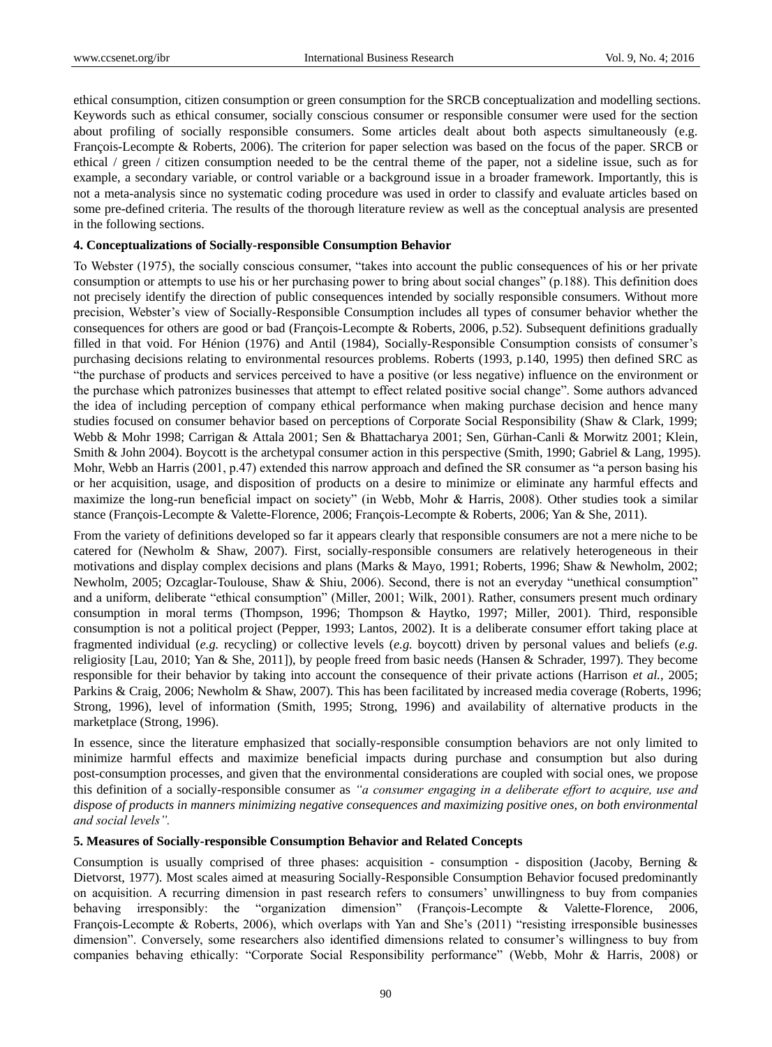ethical consumption, citizen consumption or green consumption for the SRCB conceptualization and modelling sections. Keywords such as ethical consumer, socially conscious consumer or responsible consumer were used for the section about profiling of socially responsible consumers. Some articles dealt about both aspects simultaneously (e.g. François-Lecompte & Roberts, 2006). The criterion for paper selection was based on the focus of the paper. SRCB or ethical / green / citizen consumption needed to be the central theme of the paper, not a sideline issue, such as for example, a secondary variable, or control variable or a background issue in a broader framework. Importantly, this is not a meta-analysis since no systematic coding procedure was used in order to classify and evaluate articles based on some pre-defined criteria. The results of the thorough literature review as well as the conceptual analysis are presented in the following sections.

## 4. Conceptualizations of Socially-responsible Consumption Behavior

To Webster (1975), the socially conscious consumer, "takes into account the public consequences of his or her private consumption or attempts to use his or her purchasing power to bring about social changes" (p.188). This definition does not precisely identify the direction of public consequences intended by socially responsible consumers. Without more precision, Webster's view of Socially-Responsible Consumption includes all types of consumer behavior whether the consequences for others are good or bad (François-Lecompte & Roberts, 2006, p.52). Subsequent definitions gradually filled in that void. For Hénion (1976) and Antil (1984), Socially-Responsible Consumption consists of consumer's purchasing decisions relating to environmental resources problems. Roberts (1993, p.140, 1995) then defined SRC as "the purchase of products and services perceived to have a positive (or less negative) influence on the environment or the purchase which patronizes businesses that attempt to effect related positive social change". Some authors advanced the idea of including perception of company ethical performance when making purchase decision and hence many studies focused on consumer behavior based on perceptions of Corporate Social Responsibility (Shaw & Clark, 1999; Webb & Mohr 1998; Carrigan & Attala 2001; Sen & Bhattacharya 2001; Sen, Gürhan-Canli & Morwitz 2001; Klein, Smith & John 2004). Boycott is the archetypal consumer action in this perspective (Smith, 1990; Gabriel & Lang, 1995). Mohr, Webb an Harris (2001, p.47) extended this narrow approach and defined the SR consumer as "a person basing his or her acquisition, usage, and disposition of products on a desire to minimize or eliminate any harmful effects and maximize the long-run beneficial impact on society" (in Webb, Mohr & Harris, 2008). Other studies took a similar stance (François-Lecompte & Valette-Florence, 2006; François-Lecompte & Roberts, 2006; Yan & She, 2011).

From the variety of definitions developed so far it appears clearly that responsible consumers are not a mere niche to be catered for (Newholm & Shaw, 2007). First, socially-responsible consumers are relatively heterogeneous in their motivations and display complex decisions and plans (Marks & Mayo, 1991; Roberts, 1996; Shaw & Newholm, 2002; Newholm, 2005; Ozcaglar-Toulouse, Shaw & Shiu, 2006). Second, there is not an everyday "unethical consumption" and a uniform, deliberate "ethical consumption" (Miller, 2001; Wilk, 2001). Rather, consumers present much ordinary consumption in moral terms (Thompson, 1996; Thompson & Haytko, 1997; Miller, 2001). Third, responsible consumption is not a political project (Pepper, 1993; Lantos, 2002). It is a deliberate consumer effort taking place at fragmented individual (*e.g.* recycling) or collective levels (*e.g.* boycott) driven by personal values and beliefs (*e.g.* religiosity [Lau, 2010; Yan & She, 2011]), by people freed from basic needs (Hansen & Schrader, 1997). They become responsible for their behavior by taking into account the consequence of their private actions (Harrison *et al.*, 2005; Parkins & Craig, 2006; Newholm & Shaw, 2007). This has been facilitated by increased media coverage (Roberts, 1996; Strong, 1996), level of information (Smith, 1995; Strong, 1996) and availability of alternative products in the marketplace (Strong, 1996).

In essence, since the literature emphasized that socially-responsible consumption behaviors are not only limited to minimize harmful effects and maximize beneficial impacts during purchase and consumption but also during post-consumption processes, and given that the environmental considerations are coupled with social ones, we propose this definition of a socially-responsible consumer as *"a consumer engaging in a deliberate effort to acquire, use and dispose of products in manners minimizing negative consequences and maximizing positive ones, on both environmental and social levels".*

## 5. Measures of Socially-responsible Consumption Behavior and Related Concepts

Consumption is usually comprised of three phases: acquisition - consumption - disposition (Jacoby, Berning & Dietvorst, 1977). Most scales aimed at measuring Socially-Responsible Consumption Behavior focused predominantly on acquisition. A recurring dimension in past research refers to consumers' unwillingness to buy from companies behaving irresponsibly: the "organization dimension" (François-Lecompte & Valette-Florence, 2006, François-Lecompte & Roberts, 2006), which overlaps with Yan and She's (2011) "resisting irresponsible businesses dimension". Conversely, some researchers also identified dimensions related to consumer's willingness to buy from companies behaving ethically: "Corporate Social Responsibility performance" (Webb, Mohr & Harris, 2008) or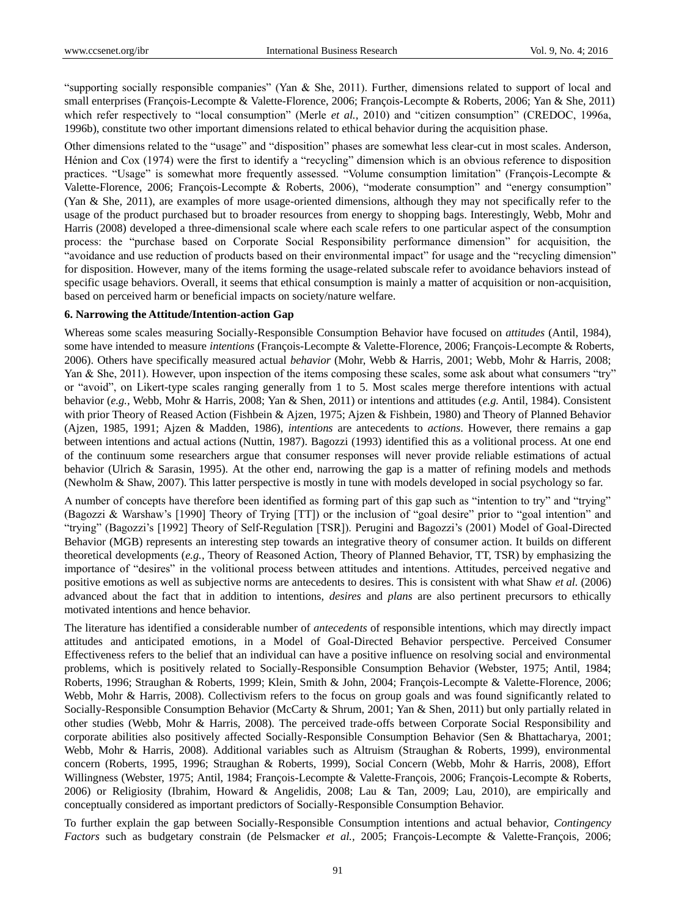"supporting socially responsible companies" (Yan & She, 2011). Further, dimensions related to support of local and small enterprises (François-Lecompte & Valette-Florence, 2006; François-Lecompte & Roberts, 2006; Yan & She, 2011) which refer respectively to "local consumption" (Merle *et al.,* 2010) and "citizen consumption" (CREDOC, 1996a, 1996b), constitute two other important dimensions related to ethical behavior during the acquisition phase.

Other dimensions related to the "usage" and "disposition" phases are somewhat less clear-cut in most scales. Anderson, Hénion and Cox (1974) were the first to identify a "recycling" dimension which is an obvious reference to disposition practices. "Usage" is somewhat more frequently assessed. "Volume consumption limitation" (François-Lecompte & Valette-Florence, 2006; François-Lecompte & Roberts, 2006), "moderate consumption" and "energy consumption" (Yan & She, 2011), are examples of more usage-oriented dimensions, although they may not specifically refer to the usage of the product purchased but to broader resources from energy to shopping bags. Interestingly, Webb, Mohr and Harris (2008) developed a three-dimensional scale where each scale refers to one particular aspect of the consumption process: the "purchase based on Corporate Social Responsibility performance dimension" for acquisition, the "avoidance and use reduction of products based on their environmental impact" for usage and the "recycling dimension" for disposition. However, many of the items forming the usage-related subscale refer to avoidance behaviors instead of specific usage behaviors. Overall, it seems that ethical consumption is mainly a matter of acquisition or non-acquisition, based on perceived harm or beneficial impacts on society/nature welfare.

### 6. Narrowing the Attitude/Intention-action Gap

Whereas some scales measuring Socially-Responsible Consumption Behavior have focused on *attitudes* (Antil, 1984), some have intended to measure *intentions* (François-Lecompte & Valette-Florence, 2006; François-Lecompte & Roberts, 2006). Others have specifically measured actual *behavior* (Mohr, Webb & Harris, 2001; Webb, Mohr & Harris, 2008; Yan & She, 2011). However, upon inspection of the items composing these scales, some ask about what consumers "try" or "avoid", on Likert-type scales ranging generally from 1 to 5. Most scales merge therefore intentions with actual behavior (*e.g.,* Webb, Mohr & Harris, 2008; Yan & Shen, 2011) or intentions and attitudes (*e.g.* Antil, 1984). Consistent with prior Theory of Reased Action (Fishbein & Ajzen, 1975; Ajzen & Fishbein, 1980) and Theory of Planned Behavior (Ajzen, 1985, 1991; Ajzen & Madden, 1986), *intentions* are antecedents to *actions*. However, there remains a gap between intentions and actual actions (Nuttin, 1987). Bagozzi (1993) identified this as a volitional process. At one end of the continuum some researchers argue that consumer responses will never provide reliable estimations of actual behavior (Ulrich & Sarasin, 1995). At the other end, narrowing the gap is a matter of refining models and methods (Newholm & Shaw, 2007). This latter perspective is mostly in tune with models developed in social psychology so far.

A number of concepts have therefore been identified as forming part of this gap such as "intention to try" and "trying" (Bagozzi & Warshaw's [1990] Theory of Trying [TT]) or the inclusion of "goal desire" prior to "goal intention" and "trying" (Bagozzi's [1992] Theory of Self-Regulation [TSR]). Perugini and Bagozzi's (2001) Model of Goal-Directed Behavior (MGB) represents an interesting step towards an integrative theory of consumer action. It builds on different theoretical developments (*e.g.,* Theory of Reasoned Action, Theory of Planned Behavior, TT, TSR) by emphasizing the importance of "desires" in the volitional process between attitudes and intentions. Attitudes, perceived negative and positive emotions as well as subjective norms are antecedents to desires. This is consistent with what Shaw *et al.* (2006) advanced about the fact that in addition to intentions, *desires* and *plans* are also pertinent precursors to ethically motivated intentions and hence behavior.

The literature has identified a considerable number of *antecedents* of responsible intentions, which may directly impact attitudes and anticipated emotions, in a Model of Goal-Directed Behavior perspective. Perceived Consumer Effectiveness refers to the belief that an individual can have a positive influence on resolving social and environmental problems, which is positively related to Socially-Responsible Consumption Behavior (Webster, 1975; Antil, 1984; Roberts, 1996; Straughan & Roberts, 1999; Klein, Smith & John, 2004; François-Lecompte & Valette-Florence, 2006; Webb, Mohr & Harris, 2008). Collectivism refers to the focus on group goals and was found significantly related to Socially-Responsible Consumption Behavior (McCarty & Shrum, 2001; Yan & Shen, 2011) but only partially related in other studies (Webb, Mohr & Harris, 2008). The perceived trade-offs between Corporate Social Responsibility and corporate abilities also positively affected Socially-Responsible Consumption Behavior (Sen & Bhattacharya, 2001; Webb, Mohr & Harris, 2008). Additional variables such as Altruism (Straughan & Roberts, 1999), environmental concern (Roberts, 1995, 1996; Straughan & Roberts, 1999), Social Concern (Webb, Mohr & Harris, 2008), Effort Willingness (Webster, 1975; Antil, 1984; François-Lecompte & Valette-François, 2006; François-Lecompte & Roberts, 2006) or Religiosity (Ibrahim, Howard & Angelidis, 2008; Lau & Tan, 2009; Lau, 2010), are empirically and conceptually considered as important predictors of Socially-Responsible Consumption Behavior.

To further explain the gap between Socially-Responsible Consumption intentions and actual behavior, *Contingency Factors* such as budgetary constrain (de Pelsmacker *et al.,* 2005; François-Lecompte & Valette-François, 2006;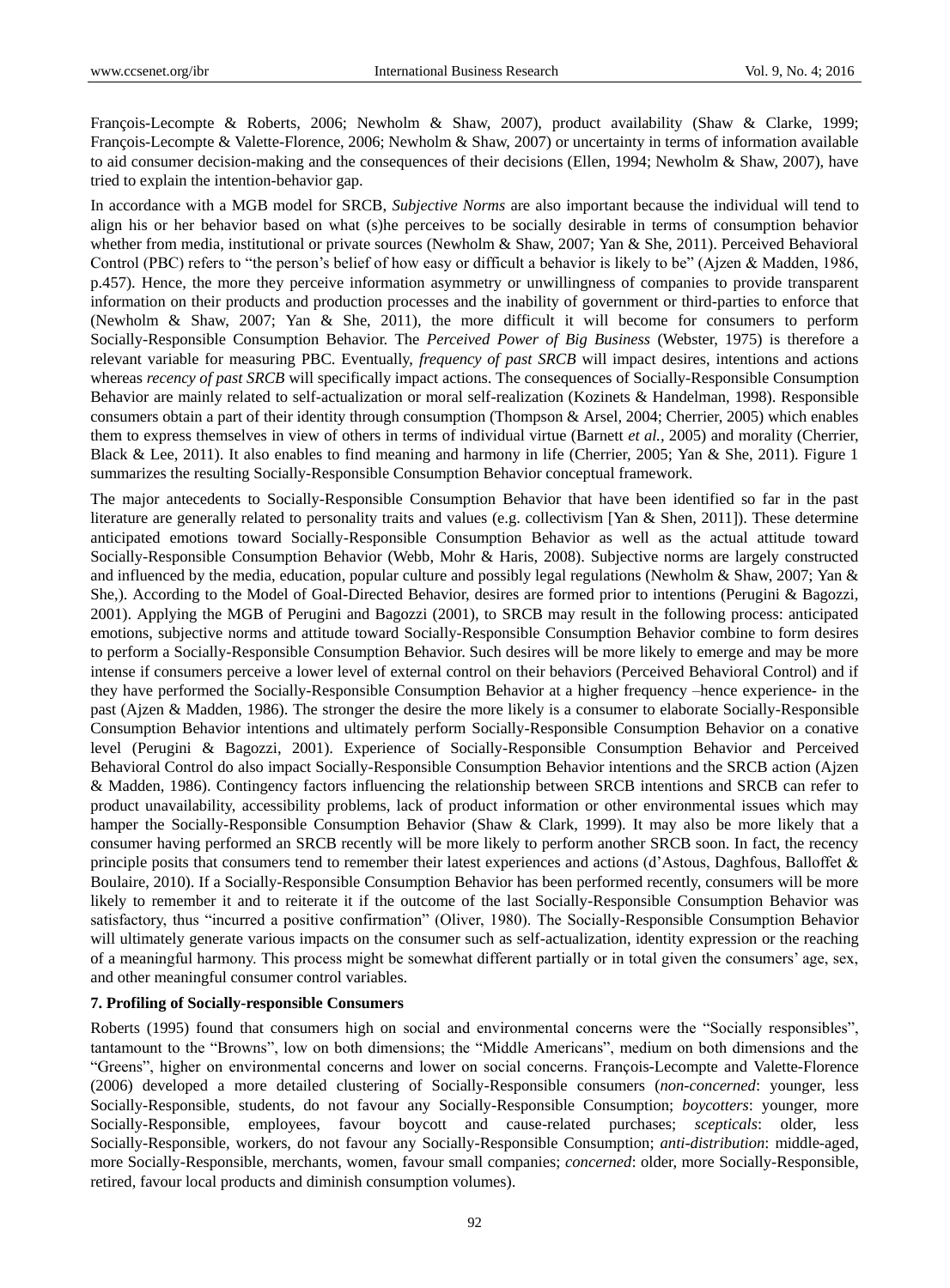François-Lecompte & Roberts, 2006; Newholm & Shaw, 2007), product availability (Shaw & Clarke, 1999; François-Lecompte & Valette-Florence, 2006; Newholm & Shaw, 2007) or uncertainty in terms of information available to aid consumer decision-making and the consequences of their decisions (Ellen, 1994; Newholm & Shaw, 2007), have tried to explain the intention-behavior gap.

In accordance with a MGB model for SRCB, *Subjective Norms* are also important because the individual will tend to align his or her behavior based on what (s)he perceives to be socially desirable in terms of consumption behavior whether from media, institutional or private sources (Newholm & Shaw, 2007; Yan & She, 2011). Perceived Behavioral Control (PBC) refers to "the person's belief of how easy or difficult a behavior is likely to be" (Ajzen & Madden, 1986, p.457). Hence, the more they perceive information asymmetry or unwillingness of companies to provide transparent information on their products and production processes and the inability of government or third-parties to enforce that (Newholm & Shaw, 2007; Yan & She, 2011), the more difficult it will become for consumers to perform Socially-Responsible Consumption Behavior. The *Perceived Power of Big Business* (Webster, 1975) is therefore a relevant variable for measuring PBC. Eventually, *frequency of past SRCB* will impact desires, intentions and actions whereas *recency of past SRCB* will specifically impact actions. The consequences of Socially-Responsible Consumption Behavior are mainly related to self-actualization or moral self-realization (Kozinets & Handelman, 1998). Responsible consumers obtain a part of their identity through consumption (Thompson & Arsel, 2004; Cherrier, 2005) which enables them to express themselves in view of others in terms of individual virtue (Barnett *et al.*, 2005) and morality (Cherrier, Black & Lee, 2011). It also enables to find meaning and harmony in life (Cherrier, 2005; Yan & She, 2011). Figure 1 summarizes the resulting Socially-Responsible Consumption Behavior conceptual framework.

The major antecedents to Socially-Responsible Consumption Behavior that have been identified so far in the past literature are generally related to personality traits and values (e.g. collectivism [Yan & Shen, 2011]). These determine anticipated emotions toward Socially-Responsible Consumption Behavior as well as the actual attitude toward Socially-Responsible Consumption Behavior (Webb, Mohr & Haris, 2008). Subjective norms are largely constructed and influenced by the media, education, popular culture and possibly legal regulations (Newholm & Shaw, 2007; Yan & She,). According to the Model of Goal-Directed Behavior, desires are formed prior to intentions (Perugini & Bagozzi, 2001). Applying the MGB of Perugini and Bagozzi (2001), to SRCB may result in the following process: anticipated emotions, subjective norms and attitude toward Socially-Responsible Consumption Behavior combine to form desires to perform a Socially-Responsible Consumption Behavior. Such desires will be more likely to emerge and may be more intense if consumers perceive a lower level of external control on their behaviors (Perceived Behavioral Control) and if they have performed the Socially-Responsible Consumption Behavior at a higher frequency –hence experience- in the past (Ajzen & Madden, 1986). The stronger the desire the more likely is a consumer to elaborate Socially-Responsible Consumption Behavior intentions and ultimately perform Socially-Responsible Consumption Behavior on a conative level (Perugini & Bagozzi, 2001). Experience of Socially-Responsible Consumption Behavior and Perceived Behavioral Control do also impact Socially-Responsible Consumption Behavior intentions and the SRCB action (Ajzen & Madden, 1986). Contingency factors influencing the relationship between SRCB intentions and SRCB can refer to product unavailability, accessibility problems, lack of product information or other environmental issues which may hamper the Socially-Responsible Consumption Behavior (Shaw & Clark, 1999). It may also be more likely that a consumer having performed an SRCB recently will be more likely to perform another SRCB soon. In fact, the recency principle posits that consumers tend to remember their latest experiences and actions (d'Astous, Daghfous, Balloffet & Boulaire, 2010). If a Socially-Responsible Consumption Behavior has been performed recently, consumers will be more likely to remember it and to reiterate it if the outcome of the last Socially-Responsible Consumption Behavior was satisfactory, thus "incurred a positive confirmation" (Oliver, 1980). The Socially-Responsible Consumption Behavior will ultimately generate various impacts on the consumer such as self-actualization, identity expression or the reaching of a meaningful harmony. This process might be somewhat different partially or in total given the consumers' age, sex, and other meaningful consumer control variables.

## 7. Profiling of Socially-responsible Consumers

Roberts (1995) found that consumers high on social and environmental concerns were the "Socially responsibles", tantamount to the "Browns", low on both dimensions; the "Middle Americans", medium on both dimensions and the "Greens", higher on environmental concerns and lower on social concerns. François-Lecompte and Valette-Florence (2006) developed a more detailed clustering of Socially-Responsible consumers (*non-concerned*: younger, less Socially-Responsible, students, do not favour any Socially-Responsible Consumption; *boycotters*: younger, more Socially-Responsible, employees, favour boycott and cause-related purchases; *scepticals*: older, less Socially-Responsible, workers, do not favour any Socially-Responsible Consumption; *anti-distribution*: middle-aged, more Socially-Responsible, merchants, women, favour small companies; *concerned*: older, more Socially-Responsible, retired, favour local products and diminish consumption volumes).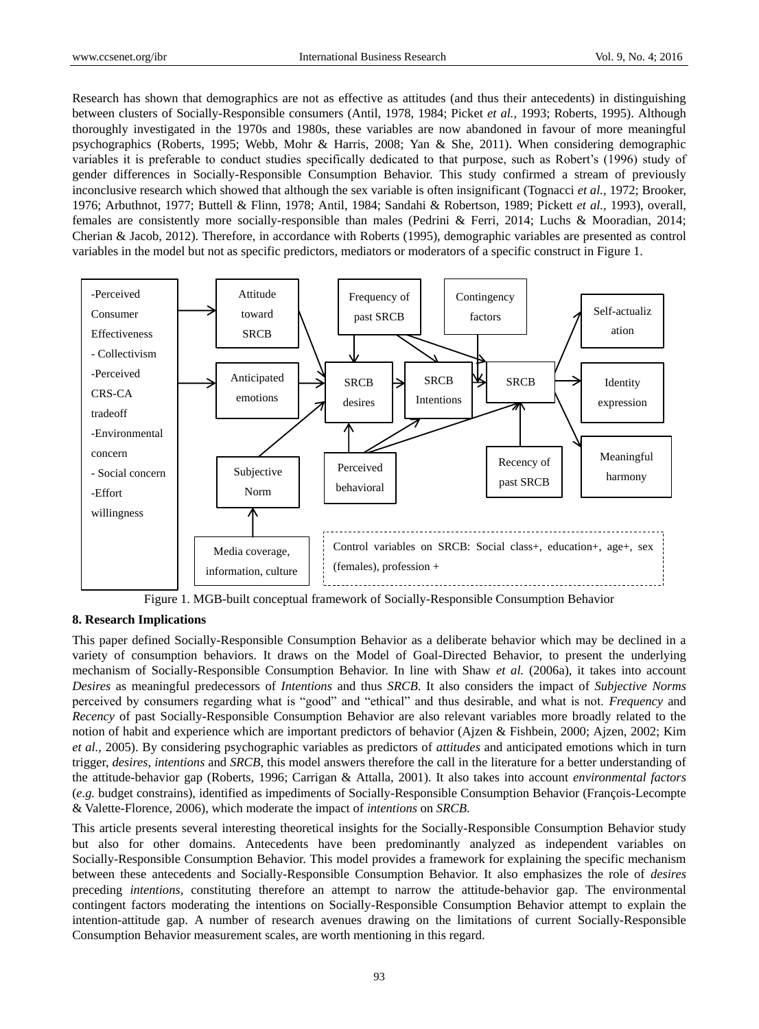Research has shown that demographics are not as effective as attitudes (and thus their antecedents) in distinguishing between clusters of Socially-Responsible consumers (Antil, 1978, 1984; Picket *et al.,* 1993; Roberts, 1995). Although thoroughly investigated in the 1970s and 1980s, these variables are now abandoned in favour of more meaningful psychographics (Roberts, 1995; Webb, Mohr & Harris, 2008; Yan & She, 2011). When considering demographic variables it is preferable to conduct studies specifically dedicated to that purpose, such as Robert's (1996) study of gender differences in Socially-Responsible Consumption Behavior. This study confirmed a stream of previously inconclusive research which showed that although the sex variable is often insignificant (Tognacci *et al.,* 1972; Brooker, 1976; Arbuthnot, 1977; Buttell & Flinn, 1978; Antil, 1984; Sandahi & Robertson, 1989; Pickett *et al.,* 1993), overall, females are consistently more socially-responsible than males (Pedrini & Ferri, 2014; Luchs & Mooradian, 2014; Cherian & Jacob, 2012). Therefore, in accordance with Roberts (1995), demographic variables are presented as control variables in the model but not as specific predictors, mediators or moderators of a specific construct in Figure 1.

Figure 1. MGB-built conceptual framework of Socially-Responsible Consumption Behavior

## 8. Research Implications

This paper defined Socially-Responsible Consumption Behavior as a deliberate behavior which may be declined in a variety of consumption behaviors. It draws on the Model of Goal-Directed Behavior, to present the underlying mechanism of Socially-Responsible Consumption Behavior. In line with Shaw *et al.* (2006a), it takes into account *Desires* as meaningful predecessors of *Intentions* and thus *SRCB*. It also considers the impact of *Subjective Norms* perceived by consumers regarding what is "good" and "ethical" and thus desirable, and what is not. *Frequency* and *Recency* of past Socially-Responsible Consumption Behavior are also relevant variables more broadly related to the notion of habit and experience which are important predictors of behavior (Ajzen & Fishbein, 2000; Ajzen, 2002; Kim *et al.*, 2005). By considering psychographic variables as predictors of *attitudes* and anticipated emotions which in turn trigger, *desires*, *intentions* and *SRCB*, this model answers therefore the call in the literature for a better understanding of the attitude-behavior gap (Roberts, 1996; Carrigan & Attalla, 2001). It also takes into account *environmental factors* (*e.g.* budget constrains), identified as impediments of Socially-Responsible Consumption Behavior (François-Lecompte & Valette-Florence, 2006), which moderate the impact of *intentions* on *SRCB*.

This article presents several interesting theoretical insights for the Socially-Responsible Consumption Behavior study but also for other domains. Antecedents have been predominantly analyzed as independent variables on Socially-Responsible Consumption Behavior. This model provides a framework for explaining the specific mechanism between these antecedents and Socially-Responsible Consumption Behavior. It also emphasizes the role of *desires* preceding *intentions*, constituting therefore an attempt to narrow the attitude-behavior gap. The environmental contingent factors moderating the intentions on Socially-Responsible Consumption Behavior attempt to explain the intention-attitude gap. A number of research avenues drawing on the limitations of current Socially-Responsible Consumption Behavior measurement scales, are worth mentioning in this regard.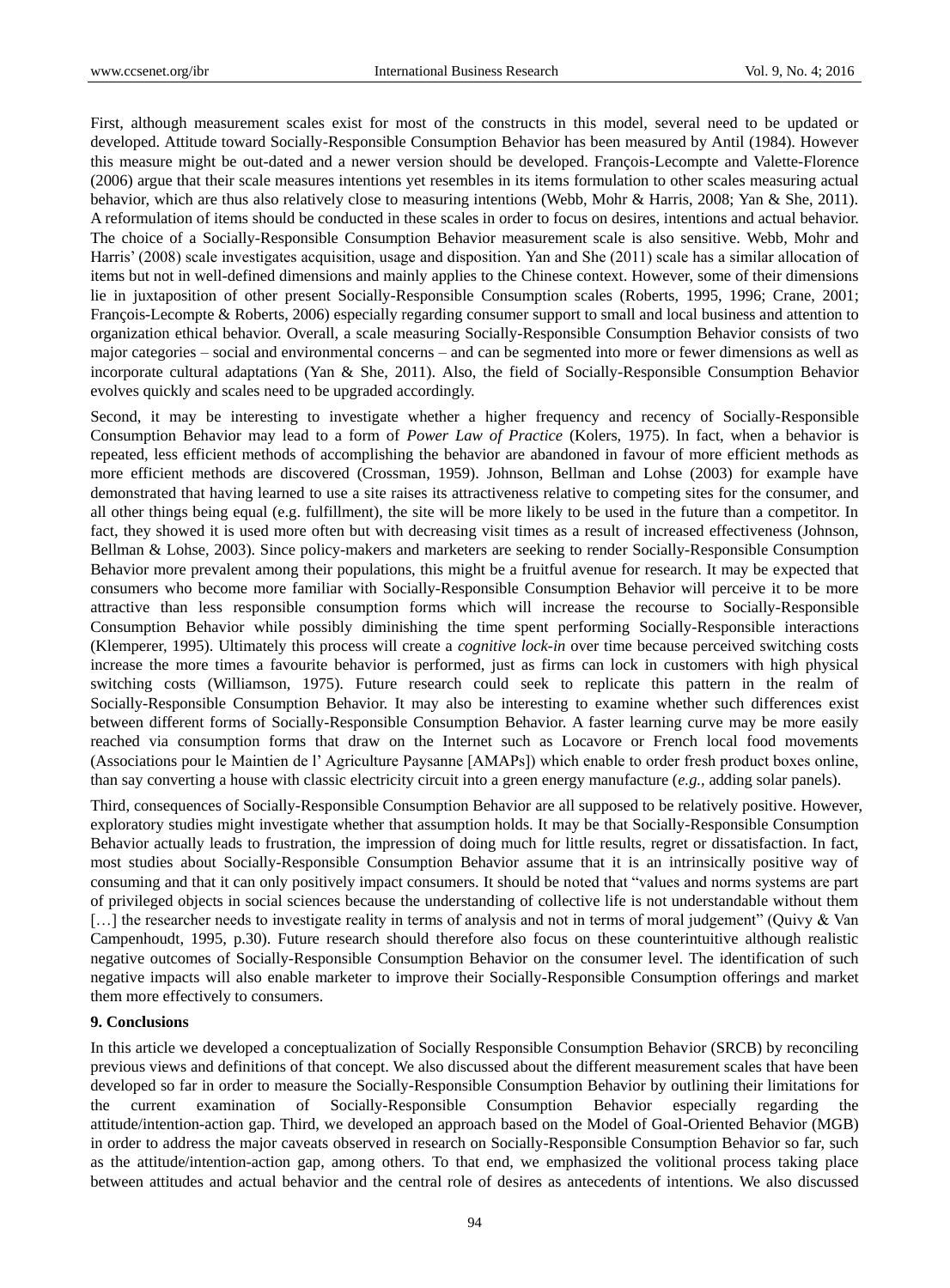First, although measurement scales exist for most of the constructs in this model, several need to be updated or developed. Attitude toward Socially-Responsible Consumption Behavior has been measured by Antil (1984). However this measure might be out-dated and a newer version should be developed. François-Lecompte and Valette-Florence (2006) argue that their scale measures intentions yet resembles in its items formulation to other scales measuring actual behavior, which are thus also relatively close to measuring intentions (Webb, Mohr & Harris, 2008; Yan & She, 2011). A reformulation of items should be conducted in these scales in order to focus on desires, intentions and actual behavior. The choice of a Socially-Responsible Consumption Behavior measurement scale is also sensitive. Webb, Mohr and Harris' (2008) scale investigates acquisition, usage and disposition. Yan and She (2011) scale has a similar allocation of items but not in well-defined dimensions and mainly applies to the Chinese context. However, some of their dimensions lie in juxtaposition of other present Socially-Responsible Consumption scales (Roberts, 1995, 1996; Crane, 2001; François-Lecompte & Roberts, 2006) especially regarding consumer support to small and local business and attention to organization ethical behavior. Overall, a scale measuring Socially-Responsible Consumption Behavior consists of two major categories – social and environmental concerns – and can be segmented into more or fewer dimensions as well as incorporate cultural adaptations (Yan & She, 2011). Also, the field of Socially-Responsible Consumption Behavior evolves quickly and scales need to be upgraded accordingly.

Second, it may be interesting to investigate whether a higher frequency and recency of Socially-Responsible Consumption Behavior may lead to a form of *Power Law of Practice* (Kolers, 1975). In fact, when a behavior is repeated, less efficient methods of accomplishing the behavior are abandoned in favour of more efficient methods as more efficient methods are discovered (Crossman, 1959). Johnson, Bellman and Lohse (2003) for example have demonstrated that having learned to use a site raises its attractiveness relative to competing sites for the consumer, and all other things being equal (e.g. fulfillment), the site will be more likely to be used in the future than a competitor. In fact, they showed it is used more often but with decreasing visit times as a result of increased effectiveness (Johnson, Bellman & Lohse, 2003). Since policy-makers and marketers are seeking to render Socially-Responsible Consumption Behavior more prevalent among their populations, this might be a fruitful avenue for research. It may be expected that consumers who become more familiar with Socially-Responsible Consumption Behavior will perceive it to be more attractive than less responsible consumption forms which will increase the recourse to Socially-Responsible Consumption Behavior while possibly diminishing the time spent performing Socially-Responsible interactions (Klemperer, 1995). Ultimately this process will create a *cognitive lock-in* over time because perceived switching costs increase the more times a favourite behavior is performed, just as firms can lock in customers with high physical switching costs (Williamson, 1975). Future research could seek to replicate this pattern in the realm of Socially-Responsible Consumption Behavior. It may also be interesting to examine whether such differences exist between different forms of Socially-Responsible Consumption Behavior. A faster learning curve may be more easily reached via consumption forms that draw on the Internet such as Locavore or French local food movements (Associations pour le Maintien de l' Agriculture Paysanne [AMAPs]) which enable to order fresh product boxes online, than say converting a house with classic electricity circuit into a green energy manufacture (*e.g.,* adding solar panels).

Third, consequences of Socially-Responsible Consumption Behavior are all supposed to be relatively positive. However, exploratory studies might investigate whether that assumption holds. It may be that Socially-Responsible Consumption Behavior actually leads to frustration, the impression of doing much for little results, regret or dissatisfaction. In fact, most studies about Socially-Responsible Consumption Behavior assume that it is an intrinsically positive way of consuming and that it can only positively impact consumers. It should be noted that "values and norms systems are part of privileged objects in social sciences because the understanding of collective life is not understandable without them […] the researcher needs to investigate reality in terms of analysis and not in terms of moral judgement" (Quivy & Van Campenhoudt, 1995, p.30). Future research should therefore also focus on these counterintuitive although realistic negative outcomes of Socially-Responsible Consumption Behavior on the consumer level. The identification of such negative impacts will also enable marketer to improve their Socially-Responsible Consumption offerings and market them more effectively to consumers.

## 9. Conclusions

In this article we developed a conceptualization of Socially Responsible Consumption Behavior (SRCB) by reconciling previous views and definitions of that concept. We also discussed about the different measurement scales that have been developed so far in order to measure the Socially-Responsible Consumption Behavior by outlining their limitations for the current examination of Socially-Responsible Consumption Behavior especially regarding the attitude/intention-action gap. Third, we developed an approach based on the Model of Goal-Oriented Behavior (MGB) in order to address the major caveats observed in research on Socially-Responsible Consumption Behavior so far, such as the attitude/intention-action gap, among others. To that end, we emphasized the volitional process taking place between attitudes and actual behavior and the central role of desires as antecedents of intentions. We also discussed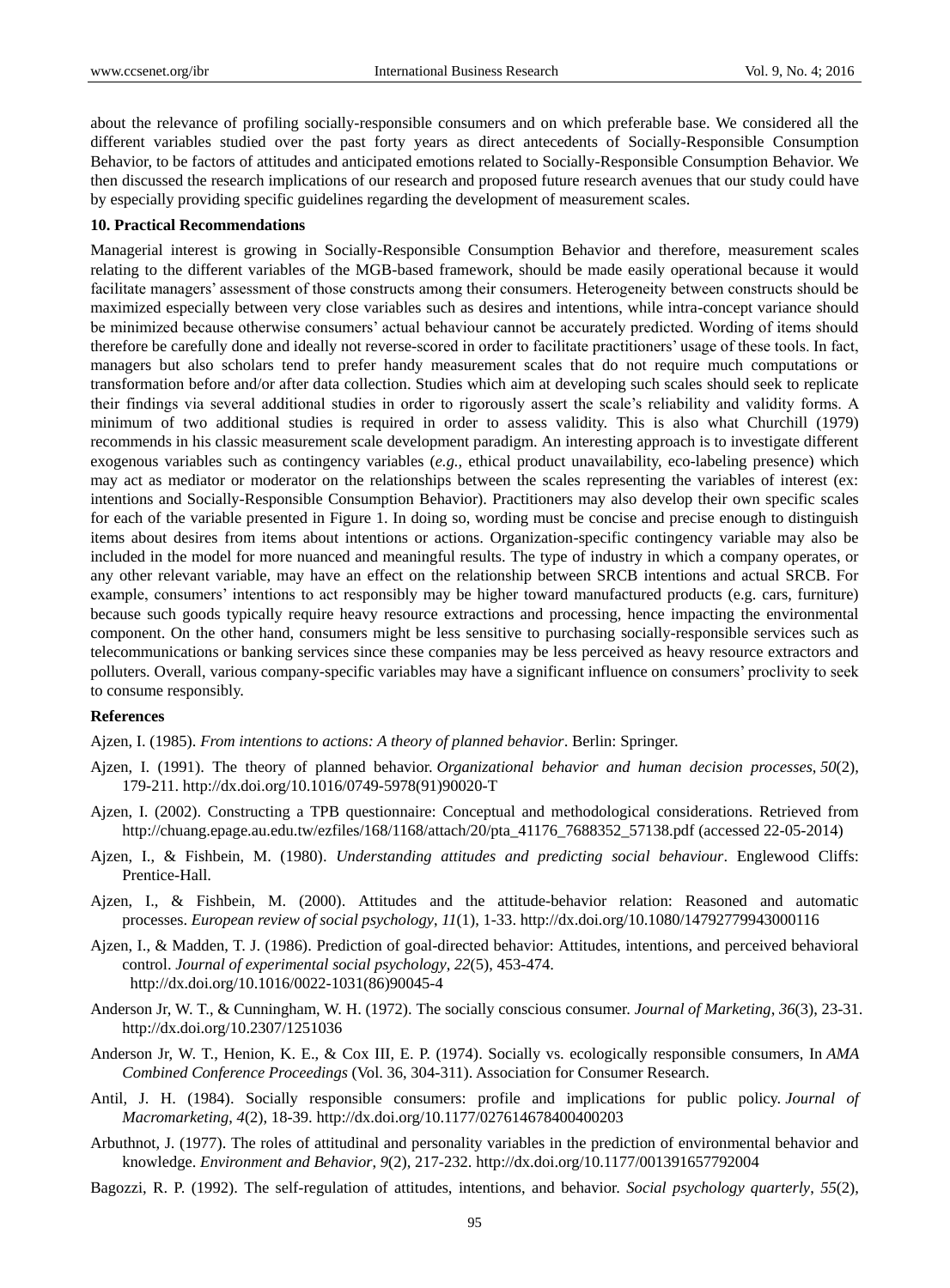about the relevance of profiling socially-responsible consumers and on which preferable base. We considered all the different variables studied over the past forty years as direct antecedents of Socially-Responsible Consumption Behavior, to be factors of attitudes and anticipated emotions related to Socially-Responsible Consumption Behavior. We then discussed the research implications of our research and proposed future research avenues that our study could have by especially providing specific guidelines regarding the development of measurement scales.

## 10. Practical Recommendations

Managerial interest is growing in Socially-Responsible Consumption Behavior and therefore, measurement scales relating to the different variables of the MGB-based framework, should be made easily operational because it would facilitate managers' assessment of those constructs among their consumers. Heterogeneity between constructs should be maximized especially between very close variables such as desires and intentions, while intra-concept variance should be minimized because otherwise consumers' actual behaviour cannot be accurately predicted. Wording of items should therefore be carefully done and ideally not reverse-scored in order to facilitate practitioners' usage of these tools. In fact, managers but also scholars tend to prefer handy measurement scales that do not require much computations or transformation before and/or after data collection. Studies which aim at developing such scales should seek to replicate their findings via several additional studies in order to rigorously assert the scale's reliability and validity forms. A minimum of two additional studies is required in order to assess validity. This is also what Churchill (1979) recommends in his classic measurement scale development paradigm. An interesting approach is to investigate different exogenous variables such as contingency variables (*e.g.*, ethical product unavailability, eco-labeling presence) which may act as mediator or moderator on the relationships between the scales representing the variables of interest (ex: intentions and Socially-Responsible Consumption Behavior). Practitioners may also develop their own specific scales for each of the variable presented in Figure 1. In doing so, wording must be concise and precise enough to distinguish items about desires from items about intentions or actions. Organization-specific contingency variable may also be included in the model for more nuanced and meaningful results. The type of industry in which a company operates, or any other relevant variable, may have an effect on the relationship between SRCB intentions and actual SRCB. For example, consumers' intentions to act responsibly may be higher toward manufactured products (e.g. cars, furniture) because such goods typically require heavy resource extractions and processing, hence impacting the environmental component. On the other hand, consumers might be less sensitive to purchasing socially-responsible services such as telecommunications or banking services since these companies may be less perceived as heavy resource extractors and polluters. Overall, various company-specific variables may have a significant influence on consumers' proclivity to seek to consume responsibly.

## References

Ajzen, I. (1985). *From intentions to actions: A theory of planned behavior*. Berlin: Springer.

Ajzen, I. (1991). The theory of planned behavior. *Organizational behavior and human decision processes*, *50*(2), 179-211. http://dx.doi.org/10.1016/0749-5978(91)90020-T

Ajzen, I. (2002). Constructing a TPB questionnaire: Conceptual and methodological considerations. Retrieved from http://chuang.epage.au.edu.tw/ezfiles/168/1168/attach/20/pta_41176_7688352_57138.pdf (accessed 22-05-2014)

Ajzen, I., & Fishbein, M. (1980). *Understanding attitudes and predicting social behaviour*. Englewood Cliffs: Prentice-Hall.

Ajzen, I., & Fishbein, M. (2000). Attitudes and the attitude-behavior relation: Reasoned and automatic processes. *European review of social psychology*, *11*(1), 1-33. http://dx.doi.org/10.1080/14792779943000116

Ajzen, I., & Madden, T. J. (1986). Prediction of goal-directed behavior: Attitudes, intentions, and perceived behavioral control. *Journal of experimental social psychology*, *22*(5), 453-474. http://dx.doi.org/10.1016/0022-1031(86)90045-4

Anderson Jr, W. T., & Cunningham, W. H. (1972). The socially conscious consumer. *Journal of Marketing*, *36*(3), 23-31. http://dx.doi.org/10.2307/1251036

Anderson Jr, W. T., Henion, K. E., & Cox III, E. P. (1974). Socially vs. ecologically responsible consumers, In *AMA Combined Conference Proceedings* (Vol. 36, 304-311). Association for Consumer Research.

Antil, J. H. (1984). Socially responsible consumers: profile and implications for public policy. *Journal of Macromarketing*, *4*(2), 18-39. http://dx.doi.org/10.1177/027614678400400203

Arbuthnot, J. (1977). The roles of attitudinal and personality variables in the prediction of environmental behavior and knowledge. *Environment and Behavior*, *9*(2), 217-232. http://dx.doi.org/10.1177/001391657792004

Bagozzi, R. P. (1992). The self-regulation of attitudes, intentions, and behavior. *Social psychology quarterly*, *55*(2),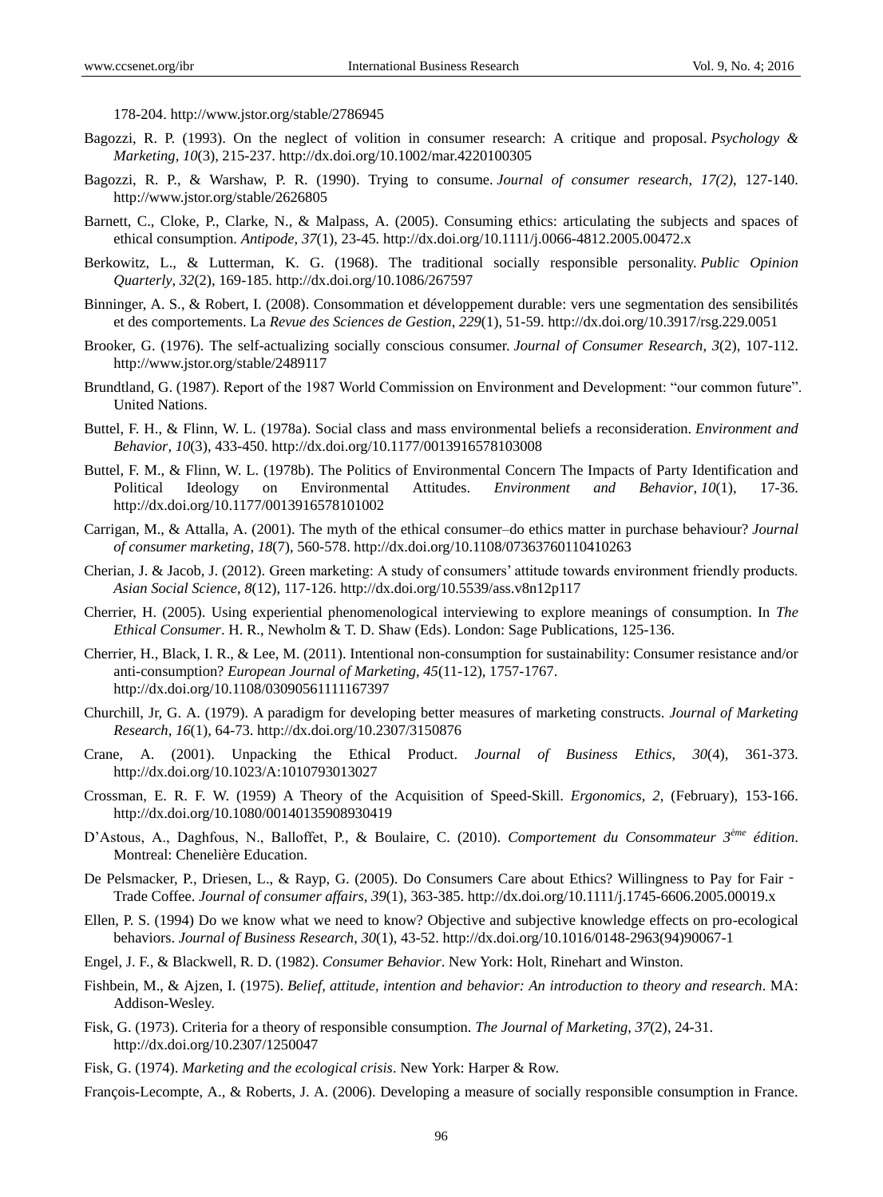178-204. http://www.jstor.org/stable/2786945

Bagozzi, R. P. (1993). On the neglect of volition in consumer research: A critique and proposal. *Psychology & Marketing*, *10*(3), 215-237. http://dx.doi.org/10.1002/mar.4220100305

Bagozzi, R. P., & Warshaw, P. R. (1990). Trying to consume. *Journal of consumer research*, *17(2)*, 127-140. http://www.jstor.org/stable/2626805

Barnett, C., Cloke, P., Clarke, N., & Malpass, A. (2005). Consuming ethics: articulating the subjects and spaces of ethical consumption. *Antipode*, *37*(1), 23-45. http://dx.doi.org/10.1111/j.0066-4812.2005.00472.x

Berkowitz, L., & Lutterman, K. G. (1968). The traditional socially responsible personality. *Public Opinion Quarterly*, *32*(2), 169-185. http://dx.doi.org/10.1086/267597

Binninger, A. S., & Robert, I. (2008). Consommation et développement durable: vers une segmentation des sensibilités et des comportements. La *Revue des Sciences de Gestion*, *229*(1), 51-59. http://dx.doi.org/10.3917/rsg.229.0051

Brooker, G. (1976). The self-actualizing socially conscious consumer. *Journal of Consumer Research*, *3*(2), 107-112. http://www.jstor.org/stable/2489117

Brundtland, G. (1987). Report of the 1987 World Commission on Environment and Development: "our common future". United Nations.

Buttel, F. H., & Flinn, W. L. (1978a). Social class and mass environmental beliefs a reconsideration. *Environment and Behavior*, *10*(3), 433-450. http://dx.doi.org/10.1177/0013916578103008

Buttel, F. M., & Flinn, W. L. (1978b). The Politics of Environmental Concern The Impacts of Party Identification and Political Ideology on Environmental Attitudes. *Environment and Behavior*, *10*(1), 17-36. http://dx.doi.org/10.1177/0013916578101002

Carrigan, M., & Attalla, A. (2001). The myth of the ethical consumer–do ethics matter in purchase behaviour? *Journal of consumer marketing*, *18*(7), 560-578. http://dx.doi.org/10.1108/07363760110410263

Cherian, J. & Jacob, J. (2012). Green marketing: A study of consumers' attitude towards environment friendly products. *Asian Social Science*, *8*(12), 117-126. http://dx.doi.org/10.5539/ass.v8n12p117

Cherrier, H. (2005). Using experiential phenomenological interviewing to explore meanings of consumption. In *The Ethical Consumer*. H. R., Newholm & T. D. Shaw (Eds). London: Sage Publications, 125-136.

Cherrier, H., Black, I. R., & Lee, M. (2011). Intentional non-consumption for sustainability: Consumer resistance and/or anti-consumption? *European Journal of Marketing*, *45*(11-12), 1757-1767. http://dx.doi.org/10.1108/03090561111167397

Churchill, Jr, G. A. (1979). A paradigm for developing better measures of marketing constructs. *Journal of Marketing Research*, *16*(1), 64-73. http://dx.doi.org/10.2307/3150876

Crane, A. (2001). Unpacking the Ethical Product. *Journal of Business Ethics*, *30*(4), 361-373. http://dx.doi.org/10.1023/A:1010793013027

Crossman, E. R. F. W. (1959) A Theory of the Acquisition of Speed-Skill. *Ergonomics*, *2*, (February), 153-166. http://dx.doi.org/10.1080/00140135908930419

D'Astous, A., Daghfous, N., Balloffet, P., & Boulaire, C. (2010). *Comportement du Consommateur 3ème édition*. Montreal: Chenelière Education.

De Pelsmacker, P., Driesen, L., & Rayp, G. (2005). Do Consumers Care about Ethics? Willingness to Pay for Fair‐Trade Coffee. *Journal of consumer affairs*, *39*(1), 363-385. http://dx.doi.org/10.1111/j.1745-6606.2005.00019.x

Ellen, P. S. (1994) Do we know what we need to know? Objective and subjective knowledge effects on pro-ecological behaviors. *Journal of Business Research*, *30*(1), 43-52. http://dx.doi.org/10.1016/0148-2963(94)90067-1

Engel, J. F., & Blackwell, R. D. (1982). *Consumer Behavior*. New York: Holt, Rinehart and Winston.

Fishbein, M., & Ajzen, I. (1975). *Belief, attitude, intention and behavior: An introduction to theory and research*. MA: Addison-Wesley.

Fisk, G. (1973). Criteria for a theory of responsible consumption. *The Journal of Marketing*, *37*(2), 24-31. http://dx.doi.org/10.2307/1250047

Fisk, G. (1974). *Marketing and the ecological crisis*. New York: Harper & Row.

François-Lecompte, A., & Roberts, J. A. (2006). Developing a measure of socially responsible consumption in France.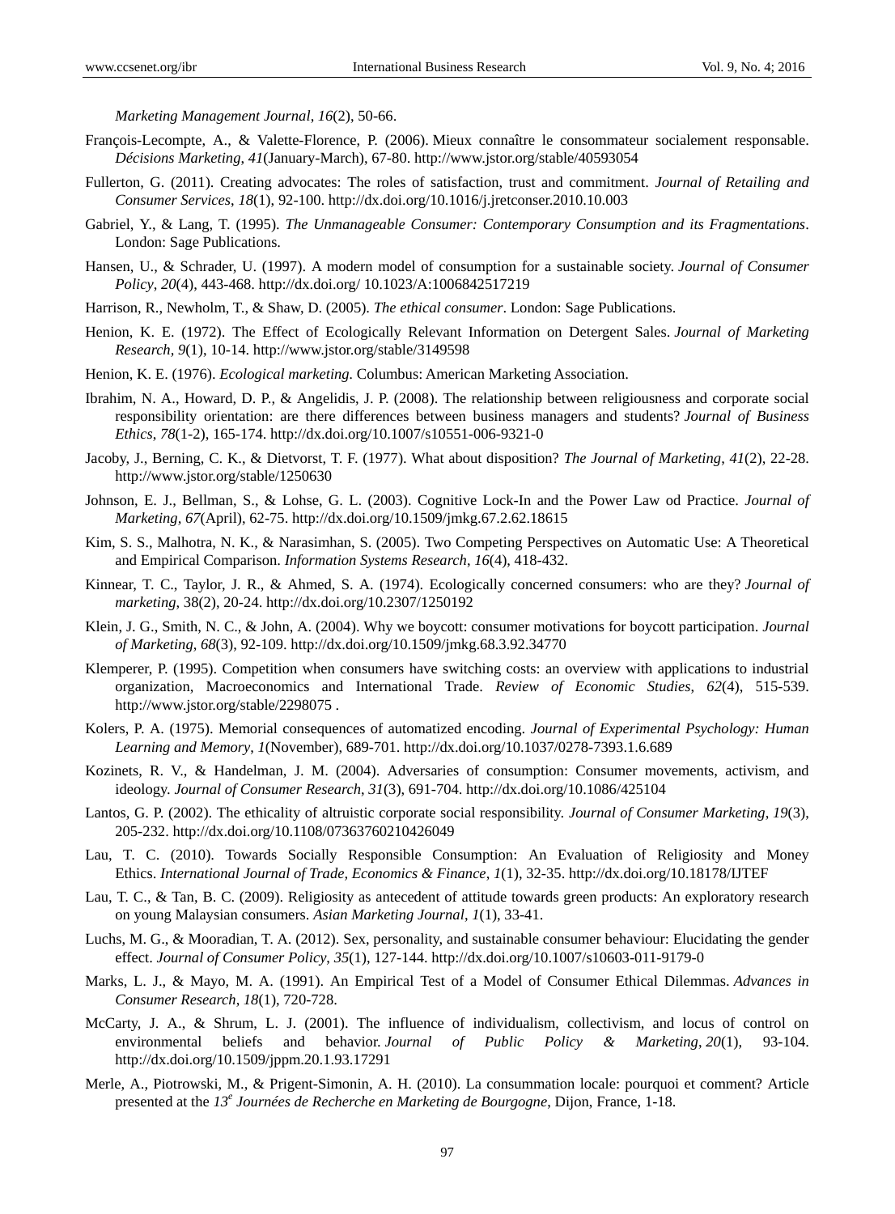*Marketing Management Journal*, *16*(2), 50-66.

François-Lecompte, A., & Valette-Florence, P. (2006). Mieux connaître le consommateur socialement responsable. *Décisions Marketing*, *41*(January-March), 67-80. http://www.jstor.org/stable/40593054

Fullerton, G. (2011). Creating advocates: The roles of satisfaction, trust and commitment. *Journal of Retailing and Consumer Services*, *18*(1), 92-100. http://dx.doi.org/10.1016/j.jretconser.2010.10.003

Gabriel, Y., & Lang, T. (1995). *The Unmanageable Consumer: Contemporary Consumption and its Fragmentations*. London: Sage Publications.

Hansen, U., & Schrader, U. (1997). A modern model of consumption for a sustainable society. *Journal of Consumer Policy*, *20*(4), 443-468. http://dx.doi.org/ 10.1023/A:1006842517219

Harrison, R., Newholm, T., & Shaw, D. (2005). *The ethical consumer*. London: Sage Publications.

Henion, K. E. (1972). The Effect of Ecologically Relevant Information on Detergent Sales. *Journal of Marketing Research*, *9*(1), 10-14. http://www.jstor.org/stable/3149598

Henion, K. E. (1976). *Ecological marketing.* Columbus: American Marketing Association.

Ibrahim, N. A., Howard, D. P., & Angelidis, J. P. (2008). The relationship between religiousness and corporate social responsibility orientation: are there differences between business managers and students? *Journal of Business Ethics*, *78*(1-2), 165-174. http://dx.doi.org/10.1007/s10551-006-9321-0

Jacoby, J., Berning, C. K., & Dietvorst, T. F. (1977). What about disposition? *The Journal of Marketing*, *41*(2), 22-28. http://www.jstor.org/stable/1250630

Johnson, E. J., Bellman, S., & Lohse, G. L. (2003). Cognitive Lock-In and the Power Law od Practice. *Journal of Marketing*, *67*(April), 62-75. http://dx.doi.org/10.1509/jmkg.67.2.62.18615

Kim, S. S., Malhotra, N. K., & Narasimhan, S. (2005). Two Competing Perspectives on Automatic Use: A Theoretical and Empirical Comparison. *Information Systems Research*, *16*(4), 418-432.

Kinnear, T. C., Taylor, J. R., & Ahmed, S. A. (1974). Ecologically concerned consumers: who are they? *Journal of marketing*, 38(2), 20-24. http://dx.doi.org/10.2307/1250192

Klein, J. G., Smith, N. C., & John, A. (2004). Why we boycott: consumer motivations for boycott participation. *Journal of Marketing*, *68*(3), 92-109. http://dx.doi.org/10.1509/jmkg.68.3.92.34770

Klemperer, P. (1995). Competition when consumers have switching costs: an overview with applications to industrial organization, Macroeconomics and International Trade. *Review of Economic Studies*, *62*(4), 515-539. http://www.jstor.org/stable/2298075 .

Kolers, P. A. (1975). Memorial consequences of automatized encoding. *Journal of Experimental Psychology: Human Learning and Memory*, *1*(November), 689-701. http://dx.doi.org/10.1037/0278-7393.1.6.689

Kozinets, R. V., & Handelman, J. M. (2004). Adversaries of consumption: Consumer movements, activism, and ideology. *Journal of Consumer Research*, *31*(3), 691-704. http://dx.doi.org/10.1086/425104

Lantos, G. P. (2002). The ethicality of altruistic corporate social responsibility. *Journal of Consumer Marketing*, *19*(3), 205-232. http://dx.doi.org/10.1108/07363760210426049

Lau, T. C. (2010). Towards Socially Responsible Consumption: An Evaluation of Religiosity and Money Ethics. *International Journal of Trade, Economics & Finance*, *1*(1), 32-35. http://dx.doi.org/10.18178/IJTEF

Lau, T. C., & Tan, B. C. (2009). Religiosity as antecedent of attitude towards green products: An exploratory research on young Malaysian consumers. *Asian Marketing Journal*, *1*(1), 33-41.

Luchs, M. G., & Mooradian, T. A. (2012). Sex, personality, and sustainable consumer behaviour: Elucidating the gender effect. *Journal of Consumer Policy*, *35*(1), 127-144. http://dx.doi.org/10.1007/s10603-011-9179-0

Marks, L. J., & Mayo, M. A. (1991). An Empirical Test of a Model of Consumer Ethical Dilemmas. *Advances in Consumer Research*, *18*(1), 720-728.

McCarty, J. A., & Shrum, L. J. (2001). The influence of individualism, collectivism, and locus of control on environmental beliefs and behavior. *Journal of Public Policy & Marketing*, *20*(1), 93-104. http://dx.doi.org/10.1509/jppm.20.1.93.17291

Merle, A., Piotrowski, M., & Prigent-Simonin, A. H. (2010). La consummation locale: pourquoi et comment? Article presented at the *13e Journées de Recherche en Marketing de Bourgogne*, Dijon, France, 1-18.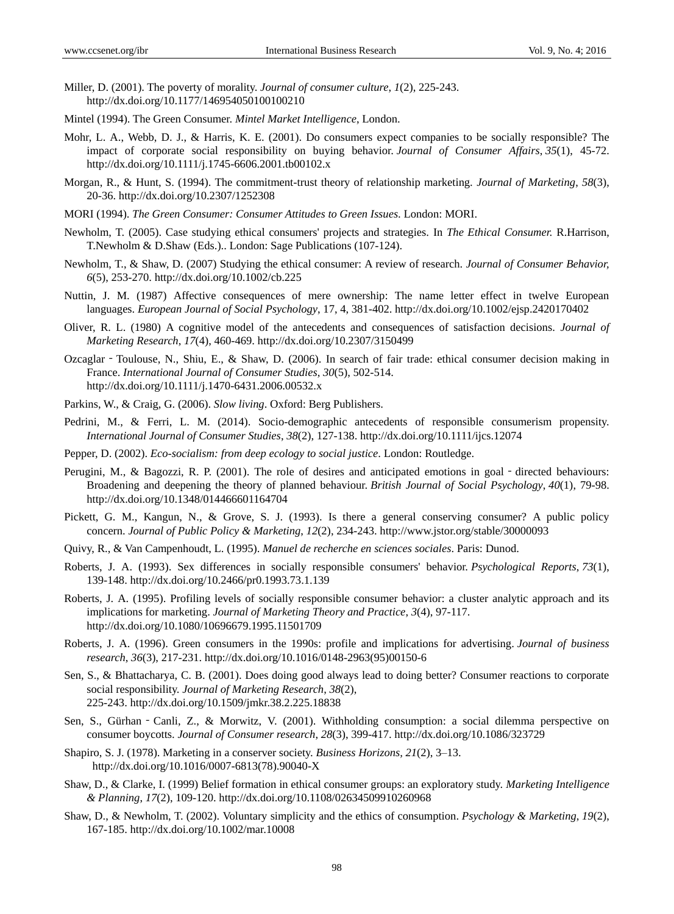Miller, D. (2001). The poverty of morality. *Journal of consumer culture*, *1*(2), 225-243. http://dx.doi.org/10.1177/146954050100100210

Mintel (1994). The Green Consumer. *Mintel Market Intelligence*, London.

Mohr, L. A., Webb, D. J., & Harris, K. E. (2001). Do consumers expect companies to be socially responsible? The impact of corporate social responsibility on buying behavior. *Journal of Consumer Affairs*, *35*(1), 45-72. http://dx.doi.org/10.1111/j.1745-6606.2001.tb00102.x

Morgan, R., & Hunt, S. (1994). The commitment-trust theory of relationship marketing. *Journal of Marketing*, *58*(3), 20-36. http://dx.doi.org/10.2307/1252308

MORI (1994). *The Green Consumer: Consumer Attitudes to Green Issues*. London: MORI.

Newholm, T. (2005). Case studying ethical consumers' projects and strategies. In *The Ethical Consumer.* R.Harrison, T.Newholm & D.Shaw (Eds.).. London: Sage Publications (107-124).

Newholm, T., & Shaw, D. (2007) Studying the ethical consumer: A review of research. *Journal of Consumer Behavior, 6*(5), 253-270. http://dx.doi.org/10.1002/cb.225

Nuttin, J. M. (1987) Affective consequences of mere ownership: The name letter effect in twelve European languages. *European Journal of Social Psychology*, 17, 4, 381-402. http://dx.doi.org/10.1002/ejsp.2420170402

Oliver, R. L. (1980) A cognitive model of the antecedents and consequences of satisfaction decisions. *Journal of Marketing Research*, *17*(4), 460-469. http://dx.doi.org/10.2307/3150499

Ozcaglar‐Toulouse, N., Shiu, E., & Shaw, D. (2006). In search of fair trade: ethical consumer decision making in France. *International Journal of Consumer Studies*, *30*(5), 502-514. http://dx.doi.org/10.1111/j.1470-6431.2006.00532.x

Parkins, W., & Craig, G. (2006). *Slow living*. Oxford: Berg Publishers.

Pedrini, M., & Ferri, L. M. (2014). Socio-demographic antecedents of responsible consumerism propensity. *International Journal of Consumer Studies*, *38*(2), 127-138. http://dx.doi.org/10.1111/ijcs.12074

Pepper, D. (2002). *Eco-socialism: from deep ecology to social justice*. London: Routledge.

Perugini, M., & Bagozzi, R. P. (2001). The role of desires and anticipated emotions in goal‐directed behaviours: Broadening and deepening the theory of planned behaviour. *British Journal of Social Psychology*, *40*(1), 79-98. http://dx.doi.org/10.1348/014466601164704

Pickett, G. M., Kangun, N., & Grove, S. J. (1993). Is there a general conserving consumer? A public policy concern. *Journal of Public Policy & Marketing*, *12*(2), 234-243. http://www.jstor.org/stable/30000093

Quivy, R., & Van Campenhoudt, L. (1995). *Manuel de recherche en sciences sociales*. Paris: Dunod.

Roberts, J. A. (1993). Sex differences in socially responsible consumers' behavior. *Psychological Reports*, *73*(1), 139-148. http://dx.doi.org/10.2466/pr0.1993.73.1.139

Roberts, J. A. (1995). Profiling levels of socially responsible consumer behavior: a cluster analytic approach and its implications for marketing. *Journal of Marketing Theory and Practice*, *3*(4), 97-117. http://dx.doi.org/10.1080/10696679.1995.11501709

Roberts, J. A. (1996). Green consumers in the 1990s: profile and implications for advertising. *Journal of business research*, *36*(3), 217-231. http://dx.doi.org/10.1016/0148-2963(95)00150-6

Sen, S., & Bhattacharya, C. B. (2001). Does doing good always lead to doing better? Consumer reactions to corporate social responsibility. *Journal of Marketing Research*, *38*(2), 225-243. http://dx.doi.org/10.1509/jmkr.38.2.225.18838

Sen, S., Gürhan‐Canli, Z., & Morwitz, V. (2001). Withholding consumption: a social dilemma perspective on consumer boycotts. *Journal of Consumer research*, *28*(3), 399-417. http://dx.doi.org/10.1086/323729

Shapiro, S. J. (1978). Marketing in a conserver society. *Business Horizons, 21*(2), 3–13. http://dx.doi.org/10.1016/0007-6813(78).90040-X

Shaw, D., & Clarke, I. (1999) Belief formation in ethical consumer groups: an exploratory study. *Marketing Intelligence & Planning*, *17*(2), 109-120. http://dx.doi.org/10.1108/02634509910260968

Shaw, D., & Newholm, T. (2002). Voluntary simplicity and the ethics of consumption. *Psychology & Marketing*, *19*(2), 167-185. http://dx.doi.org/10.1002/mar.10008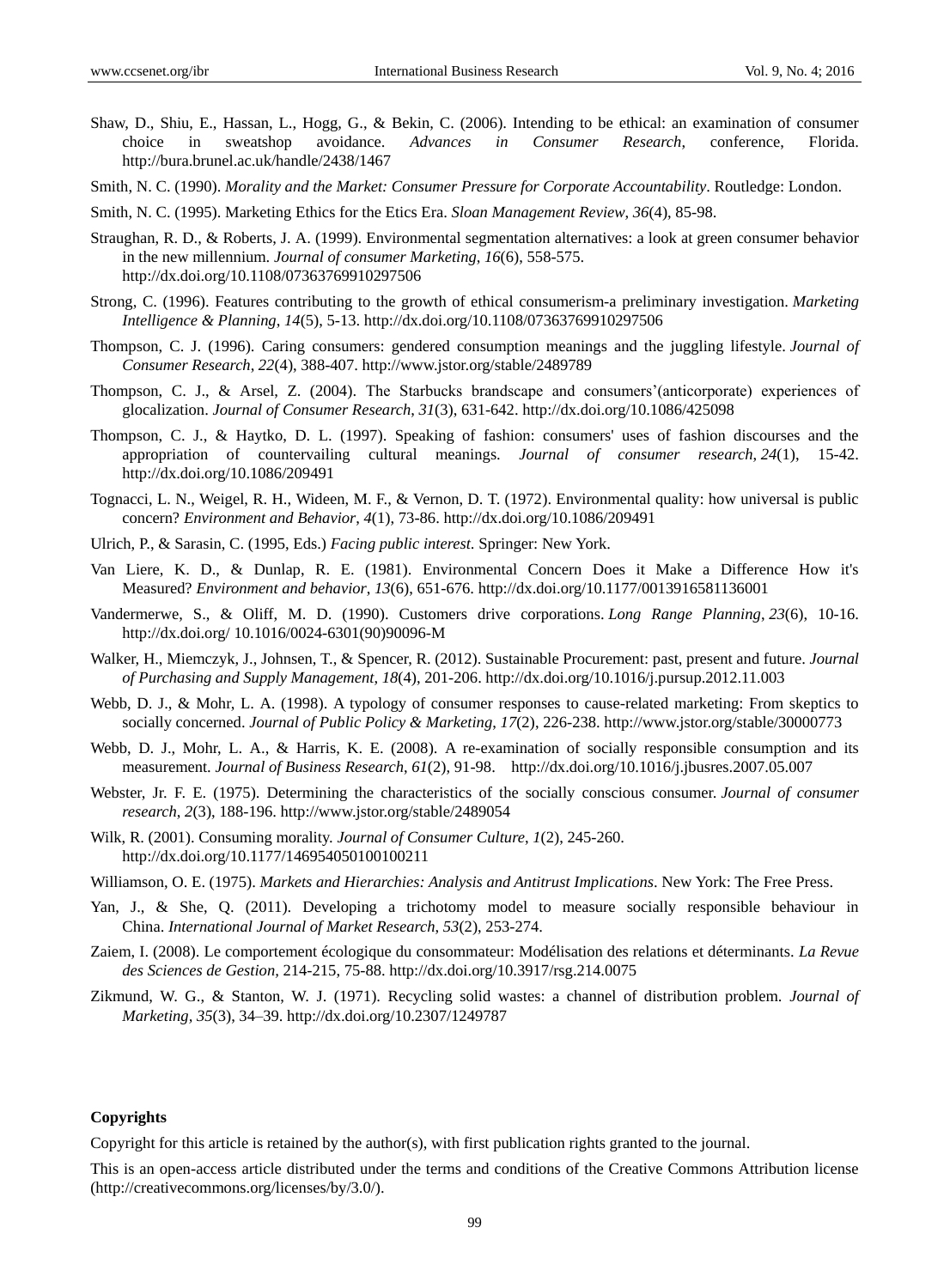Shaw, D., Shiu, E., Hassan, L., Hogg, G., & Bekin, C. (2006). Intending to be ethical: an examination of consumer choice in sweatshop avoidance. *Advances in Consumer Research*, conference, Florida. http://bura.brunel.ac.uk/handle/2438/1467

Smith, N. C. (1990). *Morality and the Market: Consumer Pressure for Corporate Accountability*. Routledge: London.

Smith, N. C. (1995). Marketing Ethics for the Etics Era. *Sloan Management Review*, *36*(4), 85-98.

Straughan, R. D., & Roberts, J. A. (1999). Environmental segmentation alternatives: a look at green consumer behavior in the new millennium. *Journal of consumer Marketing*, *16*(6), 558-575. http://dx.doi.org/10.1108/07363769910297506

Strong, C. (1996). Features contributing to the growth of ethical consumerism-a preliminary investigation. *Marketing Intelligence & Planning*, *14*(5), 5-13. http://dx.doi.org/10.1108/07363769910297506

Thompson, C. J. (1996). Caring consumers: gendered consumption meanings and the juggling lifestyle. *Journal of Consumer Research*, *22*(4), 388-407. http://www.jstor.org/stable/2489789

Thompson, C. J., & Arsel, Z. (2004). The Starbucks brandscape and consumers'(anticorporate) experiences of glocalization. *Journal of Consumer Research*, *31*(3), 631-642. http://dx.doi.org/10.1086/425098

Thompson, C. J., & Haytko, D. L. (1997). Speaking of fashion: consumers' uses of fashion discourses and the appropriation of countervailing cultural meanings. *Journal of consumer research*, *24*(1), 15-42. http://dx.doi.org/10.1086/209491

Tognacci, L. N., Weigel, R. H., Wideen, M. F., & Vernon, D. T. (1972). Environmental quality: how universal is public concern? *Environment and Behavior*, *4*(1), 73-86. http://dx.doi.org/10.1086/209491

Ulrich, P., & Sarasin, C. (1995, Eds.) *Facing public interest.* Springer: New York.

Van Liere, K. D., & Dunlap, R. E. (1981). Environmental Concern Does it Make a Difference How it's Measured? *Environment and behavior*, *13*(6), 651-676. http://dx.doi.org/10.1177/0013916581136001

Vandermerwe, S., & Oliff, M. D. (1990). Customers drive corporations. *Long Range Planning*, *23*(6), 10-16. http://dx.doi.org/ 10.1016/0024-6301(90)90096-M

Walker, H., Miemczyk, J., Johnsen, T., & Spencer, R. (2012). Sustainable Procurement: past, present and future. *Journal of Purchasing and Supply Management*, *18*(4), 201-206. http://dx.doi.org/10.1016/j.pursup.2012.11.003

Webb, D. J., & Mohr, L. A. (1998). A typology of consumer responses to cause-related marketing: From skeptics to socially concerned. *Journal of Public Policy & Marketing*, *17*(2), 226-238. http://www.jstor.org/stable/30000773

Webb, D. J., Mohr, L. A., & Harris, K. E. (2008). A re-examination of socially responsible consumption and its measurement. *Journal of Business Research*, *61*(2), 91-98. http://dx.doi.org/10.1016/j.jbusres.2007.05.007

Webster, Jr. F. E. (1975). Determining the characteristics of the socially conscious consumer. *Journal of consumer research*, *2*(3), 188-196. http://www.jstor.org/stable/2489054

Wilk, R. (2001). Consuming morality. *Journal of Consumer Culture*, *1*(2), 245-260. http://dx.doi.org/10.1177/146954050100100211

Williamson, O. E. (1975). *Markets and Hierarchies: Analysis and Antitrust Implications*. New York: The Free Press.

Yan, J., & She, Q. (2011). Developing a trichotomy model to measure socially responsible behaviour in China. *International Journal of Market Research*, *53*(2), 253-274.

Zaiem, I. (2008). Le comportement écologique du consommateur: Modélisation des relations et déterminants. *La Revue des Sciences de Gestion*, 214-215, 75-88. http://dx.doi.org/10.3917/rsg.214.0075

Zikmund, W. G., & Stanton, W. J. (1971). Recycling solid wastes: a channel of distribution problem. *Journal of Marketing*, *35*(3), 34–39. http://dx.doi.org/10.2307/1249787

**Copyrights**

Copyright for this article is retained by the author(s), with first publication rights granted to the journal.

This is an open-access article distributed under the terms and conditions of the Creative Commons Attribution license (http://creativecommons.org/licenses/by/3.0/).